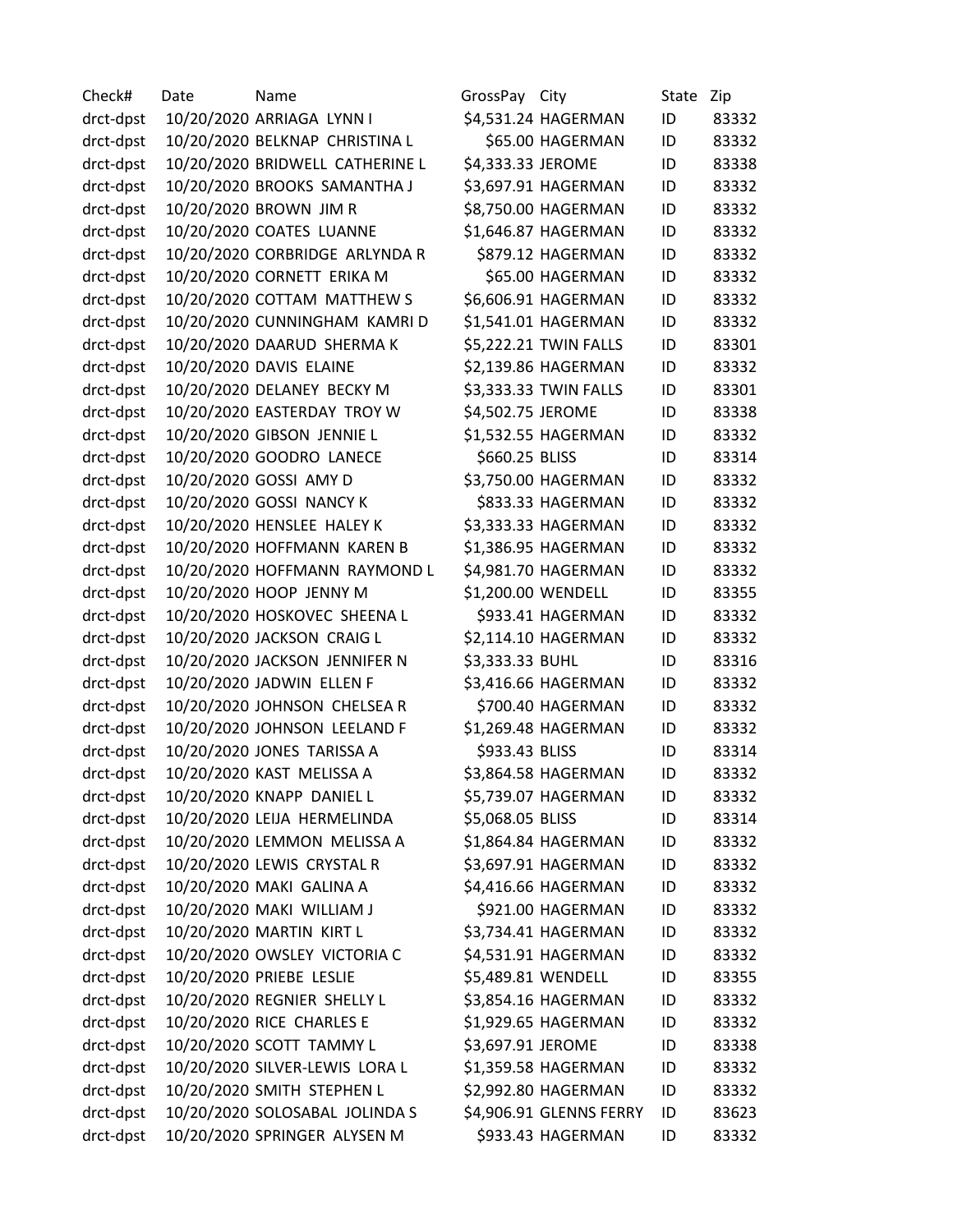| Check# | Date | Name | GrossPay | City | State | Zip |
|---|---|---|---|---|---|---|
| drct-dpst | 10/20/2020 | ARRIAGA LYNN I | $4,531.24 | HAGERMAN | ID | 83332 |
| drct-dpst | 10/20/2020 | BELKNAP CHRISTINA L | $65.00 | HAGERMAN | ID | 83332 |
| drct-dpst | 10/20/2020 | BRIDWELL CATHERINE L | $4,333.33 | JEROME | ID | 83338 |
| drct-dpst | 10/20/2020 | BROOKS SAMANTHA J | $3,697.91 | HAGERMAN | ID | 83332 |
| drct-dpst | 10/20/2020 | BROWN JIM R | $8,750.00 | HAGERMAN | ID | 83332 |
| drct-dpst | 10/20/2020 | COATES LUANNE | $1,646.87 | HAGERMAN | ID | 83332 |
| drct-dpst | 10/20/2020 | CORBRIDGE ARLYNDA R | $879.12 | HAGERMAN | ID | 83332 |
| drct-dpst | 10/20/2020 | CORNETT ERIKA M | $65.00 | HAGERMAN | ID | 83332 |
| drct-dpst | 10/20/2020 | COTTAM MATTHEW S | $6,606.91 | HAGERMAN | ID | 83332 |
| drct-dpst | 10/20/2020 | CUNNINGHAM KAMRI D | $1,541.01 | HAGERMAN | ID | 83332 |
| drct-dpst | 10/20/2020 | DAARUD SHERMA K | $5,222.21 | TWIN FALLS | ID | 83301 |
| drct-dpst | 10/20/2020 | DAVIS ELAINE | $2,139.86 | HAGERMAN | ID | 83332 |
| drct-dpst | 10/20/2020 | DELANEY BECKY M | $3,333.33 | TWIN FALLS | ID | 83301 |
| drct-dpst | 10/20/2020 | EASTERDAY TROY W | $4,502.75 | JEROME | ID | 83338 |
| drct-dpst | 10/20/2020 | GIBSON JENNIE L | $1,532.55 | HAGERMAN | ID | 83332 |
| drct-dpst | 10/20/2020 | GOODRO LANECE | $660.25 | BLISS | ID | 83314 |
| drct-dpst | 10/20/2020 | GOSSI AMY D | $3,750.00 | HAGERMAN | ID | 83332 |
| drct-dpst | 10/20/2020 | GOSSI NANCY K | $833.33 | HAGERMAN | ID | 83332 |
| drct-dpst | 10/20/2020 | HENSLEE HALEY K | $3,333.33 | HAGERMAN | ID | 83332 |
| drct-dpst | 10/20/2020 | HOFFMANN KAREN B | $1,386.95 | HAGERMAN | ID | 83332 |
| drct-dpst | 10/20/2020 | HOFFMANN RAYMOND L | $4,981.70 | HAGERMAN | ID | 83332 |
| drct-dpst | 10/20/2020 | HOOP JENNY M | $1,200.00 | WENDELL | ID | 83355 |
| drct-dpst | 10/20/2020 | HOSKOVEC SHEENA L | $933.41 | HAGERMAN | ID | 83332 |
| drct-dpst | 10/20/2020 | JACKSON CRAIG L | $2,114.10 | HAGERMAN | ID | 83332 |
| drct-dpst | 10/20/2020 | JACKSON JENNIFER N | $3,333.33 | BUHL | ID | 83316 |
| drct-dpst | 10/20/2020 | JADWIN ELLEN F | $3,416.66 | HAGERMAN | ID | 83332 |
| drct-dpst | 10/20/2020 | JOHNSON CHELSEA R | $700.40 | HAGERMAN | ID | 83332 |
| drct-dpst | 10/20/2020 | JOHNSON LEELAND F | $1,269.48 | HAGERMAN | ID | 83332 |
| drct-dpst | 10/20/2020 | JONES TARISSA A | $933.43 | BLISS | ID | 83314 |
| drct-dpst | 10/20/2020 | KAST MELISSA A | $3,864.58 | HAGERMAN | ID | 83332 |
| drct-dpst | 10/20/2020 | KNAPP DANIEL L | $5,739.07 | HAGERMAN | ID | 83332 |
| drct-dpst | 10/20/2020 | LEIJA HERMELINDA | $5,068.05 | BLISS | ID | 83314 |
| drct-dpst | 10/20/2020 | LEMMON MELISSA A | $1,864.84 | HAGERMAN | ID | 83332 |
| drct-dpst | 10/20/2020 | LEWIS CRYSTAL R | $3,697.91 | HAGERMAN | ID | 83332 |
| drct-dpst | 10/20/2020 | MAKI GALINA A | $4,416.66 | HAGERMAN | ID | 83332 |
| drct-dpst | 10/20/2020 | MAKI WILLIAM J | $921.00 | HAGERMAN | ID | 83332 |
| drct-dpst | 10/20/2020 | MARTIN KIRT L | $3,734.41 | HAGERMAN | ID | 83332 |
| drct-dpst | 10/20/2020 | OWSLEY VICTORIA C | $4,531.91 | HAGERMAN | ID | 83332 |
| drct-dpst | 10/20/2020 | PRIEBE LESLIE | $5,489.81 | WENDELL | ID | 83355 |
| drct-dpst | 10/20/2020 | REGNIER SHELLY L | $3,854.16 | HAGERMAN | ID | 83332 |
| drct-dpst | 10/20/2020 | RICE CHARLES E | $1,929.65 | HAGERMAN | ID | 83332 |
| drct-dpst | 10/20/2020 | SCOTT TAMMY L | $3,697.91 | JEROME | ID | 83338 |
| drct-dpst | 10/20/2020 | SILVER-LEWIS LORA L | $1,359.58 | HAGERMAN | ID | 83332 |
| drct-dpst | 10/20/2020 | SMITH STEPHEN L | $2,992.80 | HAGERMAN | ID | 83332 |
| drct-dpst | 10/20/2020 | SOLOSABAL JOLINDA S | $4,906.91 | GLENNS FERRY | ID | 83623 |
| drct-dpst | 10/20/2020 | SPRINGER ALYSEN M | $933.43 | HAGERMAN | ID | 83332 |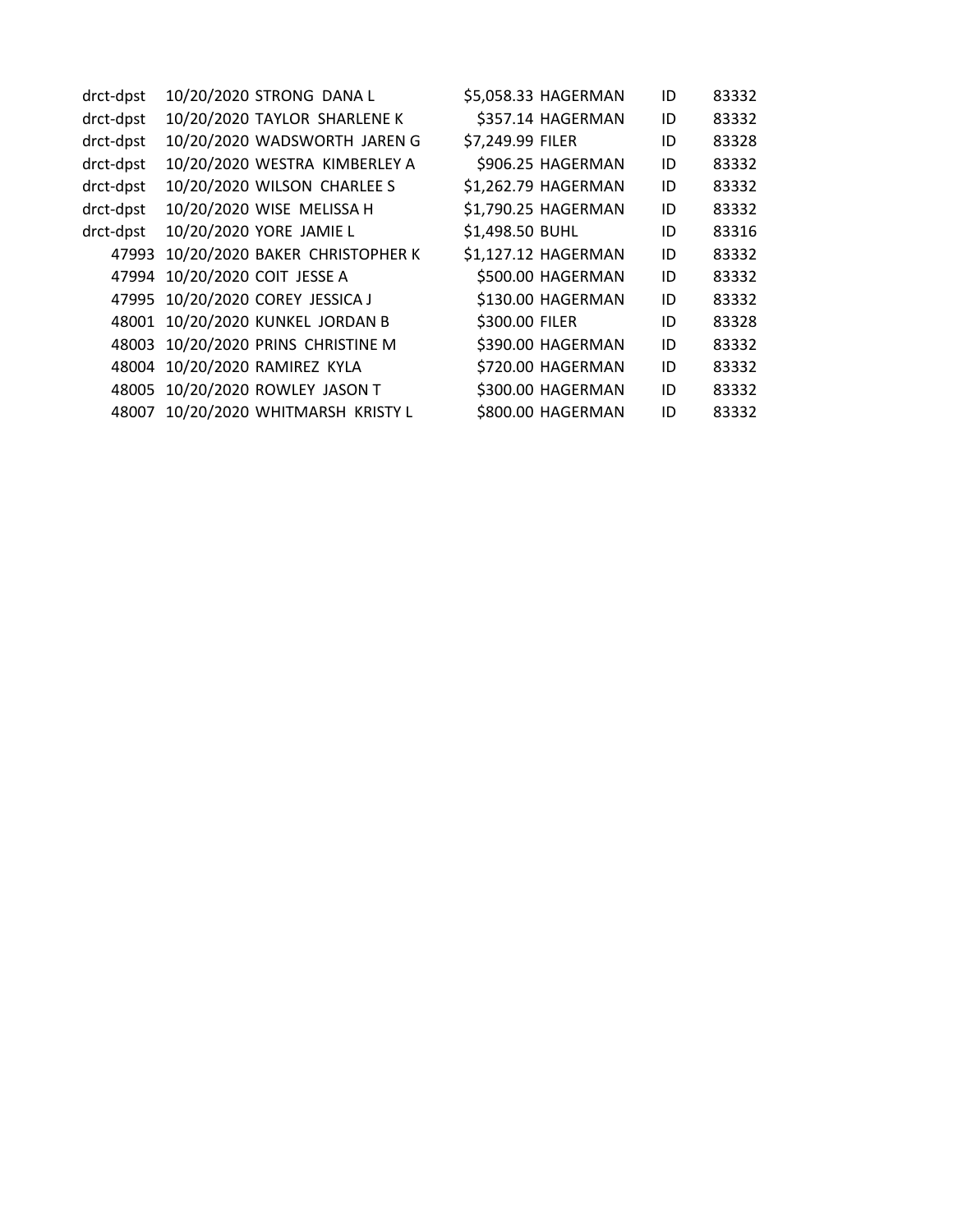| | | | | | | |
|---|---|---|---|---|---|---|
| drct-dpst | 10/20/2020 | STRONG DANA L | $5,058.33 | HAGERMAN | ID | 83332 |
| drct-dpst | 10/20/2020 | TAYLOR SHARLENE K | $357.14 | HAGERMAN | ID | 83332 |
| drct-dpst | 10/20/2020 | WADSWORTH JAREN G | $7,249.99 | FILER | ID | 83328 |
| drct-dpst | 10/20/2020 | WESTRA KIMBERLEY A | $906.25 | HAGERMAN | ID | 83332 |
| drct-dpst | 10/20/2020 | WILSON CHARLEE S | $1,262.79 | HAGERMAN | ID | 83332 |
| drct-dpst | 10/20/2020 | WISE MELISSA H | $1,790.25 | HAGERMAN | ID | 83332 |
| drct-dpst | 10/20/2020 | YORE JAMIE L | $1,498.50 | BUHL | ID | 83316 |
| 47993 | 10/20/2020 | BAKER CHRISTOPHER K | $1,127.12 | HAGERMAN | ID | 83332 |
| 47994 | 10/20/2020 | COIT JESSE A | $500.00 | HAGERMAN | ID | 83332 |
| 47995 | 10/20/2020 | COREY JESSICA J | $130.00 | HAGERMAN | ID | 83332 |
| 48001 | 10/20/2020 | KUNKEL JORDAN B | $300.00 | FILER | ID | 83328 |
| 48003 | 10/20/2020 | PRINS CHRISTINE M | $390.00 | HAGERMAN | ID | 83332 |
| 48004 | 10/20/2020 | RAMIREZ KYLA | $720.00 | HAGERMAN | ID | 83332 |
| 48005 | 10/20/2020 | ROWLEY JASON T | $300.00 | HAGERMAN | ID | 83332 |
| 48007 | 10/20/2020 | WHITMARSH KRISTY L | $800.00 | HAGERMAN | ID | 83332 |